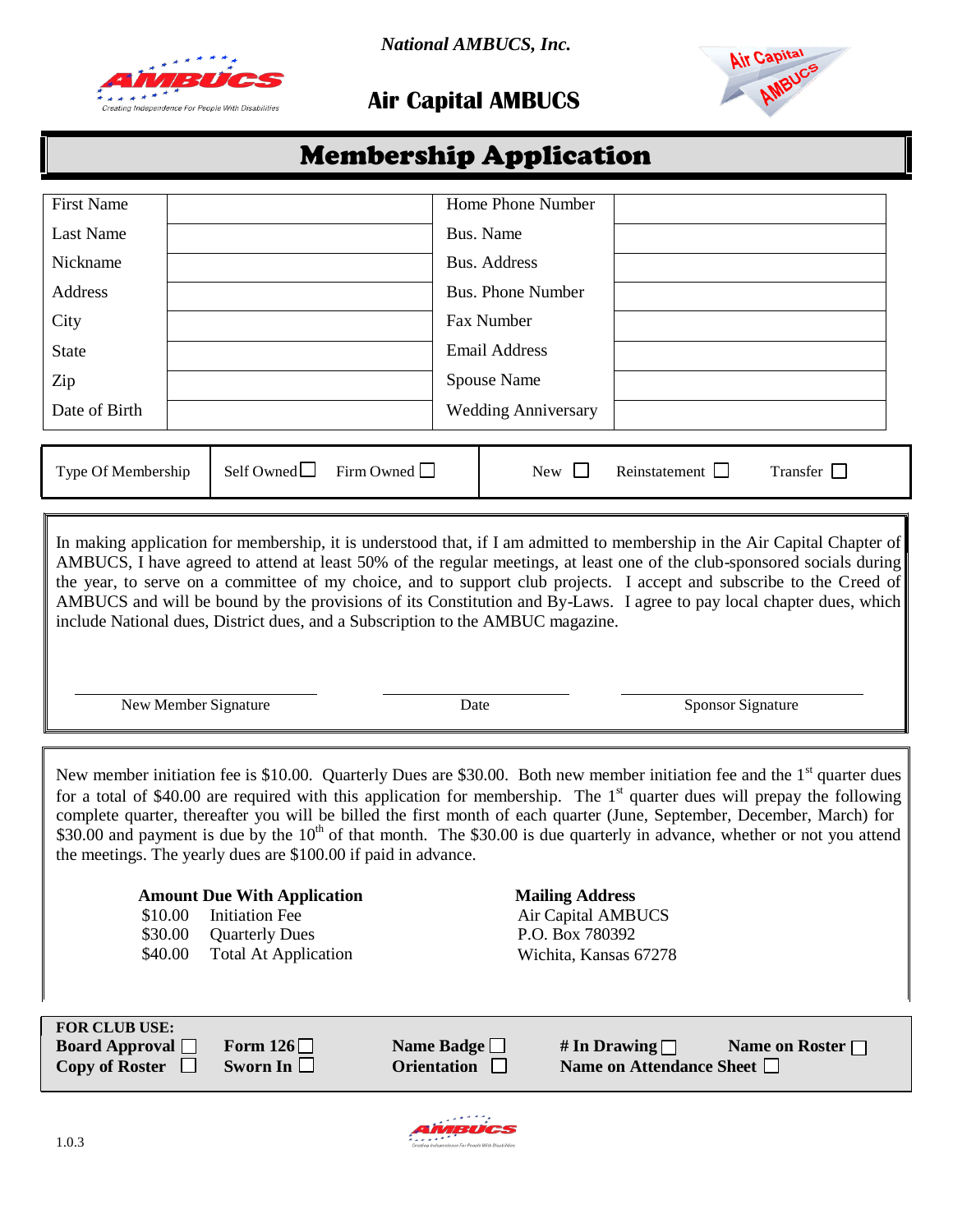*National AMBUCS, Inc.*

**Air Capital AMBUCS**

# Membership Application

| | | | |
|---|---|---|---|
| First Name | | Home Phone Number | |
| Last Name | | Bus. Name | |
| Nickname | | Bus. Address | |
| Address | | Bus. Phone Number | |
| City | | Fax Number | |
| State | | Email Address | |
| Zip | | Spouse Name | |
| Date of Birth | | Wedding Anniversary | |

| | | |
|---|---|---|
| Type Of Membership | Self Owned ☐ Firm Owned ☐ | New ☐ Reinstatement ☐ Transfer ☐ |

In making application for membership, it is understood that, if I am admitted to membership in the Air Capital Chapter of AMBUCS, I have agreed to attend at least 50% of the regular meetings, at least one of the club-sponsored socials during the year, to serve on a committee of my choice, and to support club projects. I accept and subscribe to the Creed of AMBUCS and will be bound by the provisions of its Constitution and By-Laws. I agree to pay local chapter dues, which include National dues, District dues, and a Subscription to the AMBUC magazine.

New Member Signature ____________________ Date ____________________ Sponsor Signature ____________________

New member initiation fee is $10.00. Quarterly Dues are $30.00. Both new member initiation fee and the 1st quarter dues for a total of $40.00 are required with this application for membership. The 1st quarter dues will prepay the following complete quarter, thereafter you will be billed the first month of each quarter (June, September, December, March) for $30.00 and payment is due by the 10th of that month. The $30.00 is due quarterly in advance, whether or not you attend the meetings. The yearly dues are $100.00 if paid in advance.

**Amount Due With Application**

| | |
|---|---|
| $10.00 | Initiation Fee |
| $30.00 | Quarterly Dues |
| $40.00 | Total At Application |

**Mailing Address**

Air Capital AMBUCS
P.O. Box 780392
Wichita, Kansas 67278

**FOR CLUB USE:**

**Board Approval** ☐ **Form 126** ☐ **Name Badge** ☐ **# In Drawing** ☐ **Name on Roster** ☐
**Copy of Roster** ☐ **Sworn In** ☐ **Orientation** ☐ **Name on Attendance Sheet** ☐

1.0.3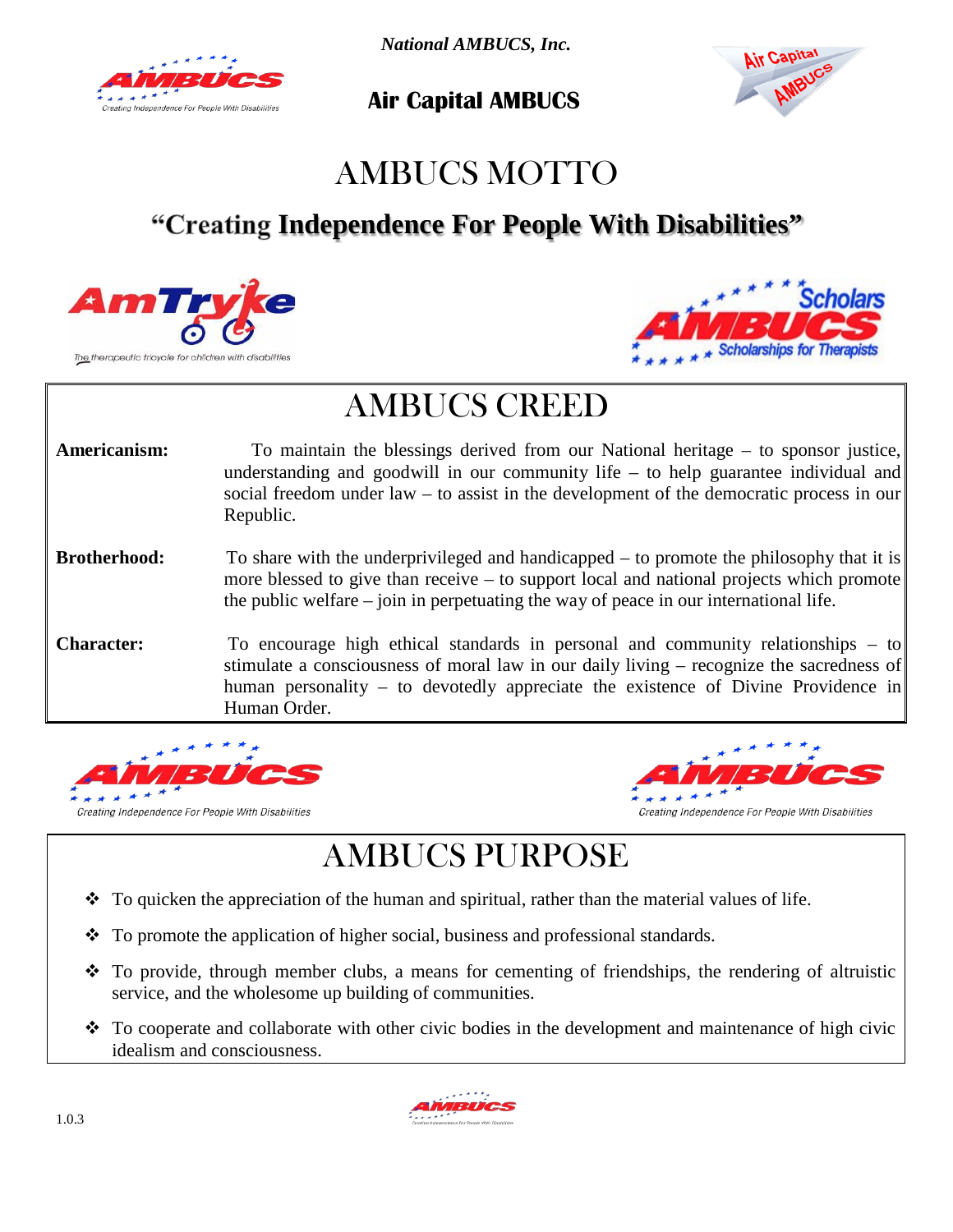*National AMBUCS, Inc.*

**Air Capital AMBUCS**

# AMBUCS MOTTO

## "Creating Independence For People With Disabilities"

# AMBUCS CREED

**Americanism:** To maintain the blessings derived from our National heritage – to sponsor justice, understanding and goodwill in our community life – to help guarantee individual and social freedom under law – to assist in the development of the democratic process in our Republic.

**Brotherhood:** To share with the underprivileged and handicapped – to promote the philosophy that it is more blessed to give than receive – to support local and national projects which promote the public welfare – join in perpetuating the way of peace in our international life.

**Character:** To encourage high ethical standards in personal and community relationships – to stimulate a consciousness of moral law in our daily living – recognize the sacredness of human personality – to devotedly appreciate the existence of Divine Providence in Human Order.

# AMBUCS PURPOSE

- To quicken the appreciation of the human and spiritual, rather than the material values of life.
- To promote the application of higher social, business and professional standards.
- To provide, through member clubs, a means for cementing of friendships, the rendering of altruistic service, and the wholesome up building of communities.
- To cooperate and collaborate with other civic bodies in the development and maintenance of high civic idealism and consciousness.

1.0.3